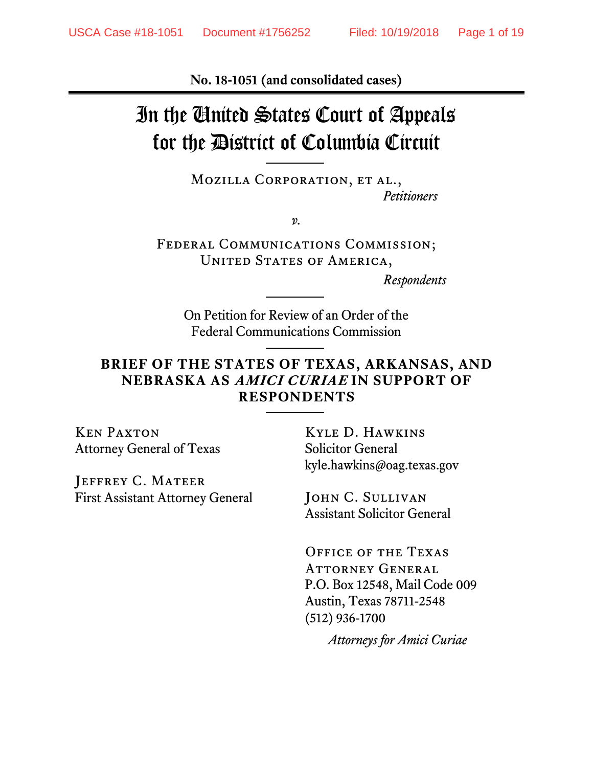**No. 18-1051 (and consolidated cases)**

# In the United States Court of Appeals for the District of Columbia Circuit

MOZILLA CORPORATION, ET AL.,
*Petitioners*

*v.*

FEDERAL COMMUNICATIONS COMMISSION;
UNITED STATES OF AMERICA,
*Respondents*

On Petition for Review of an Order of the Federal Communications Commission

## BRIEF OF THE STATES OF TEXAS, ARKANSAS, AND NEBRASKA AS *AMICI CURIAE* IN SUPPORT OF RESPONDENTS

KEN PAXTON
Attorney General of Texas

JEFFREY C. MATEER
First Assistant Attorney General

KYLE D. HAWKINS
Solicitor General
kyle.hawkins@oag.texas.gov

JOHN C. SULLIVAN
Assistant Solicitor General

OFFICE OF THE TEXAS ATTORNEY GENERAL
P.O. Box 12548, Mail Code 009
Austin, Texas 78711-2548
(512) 936-1700

*Attorneys for Amici Curiae*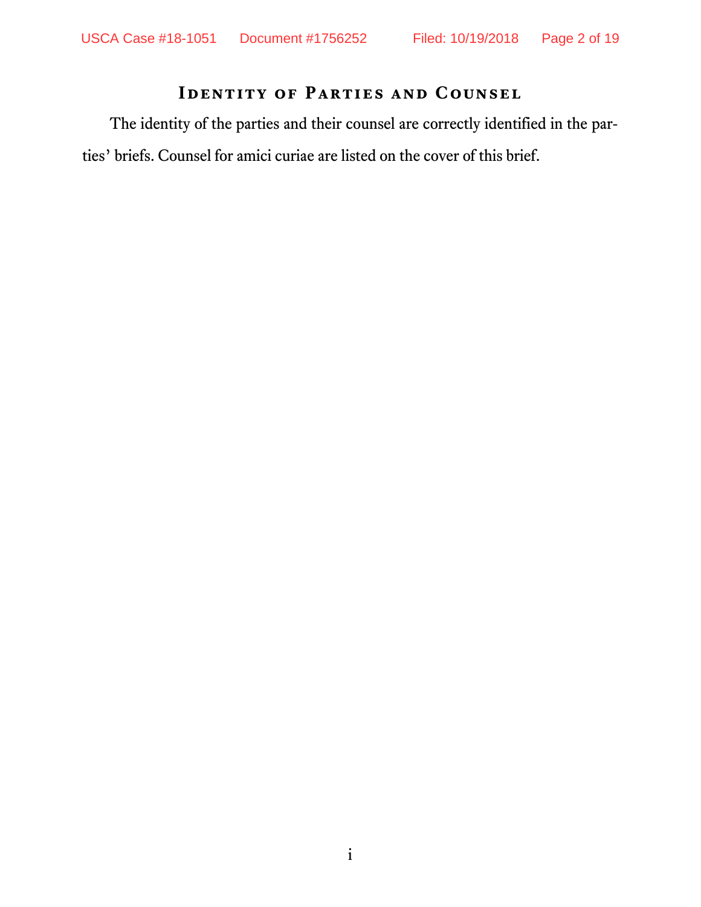# Identity of Parties and Counsel

The identity of the parties and their counsel are correctly identified in the parties' briefs. Counsel for amici curiae are listed on the cover of this brief.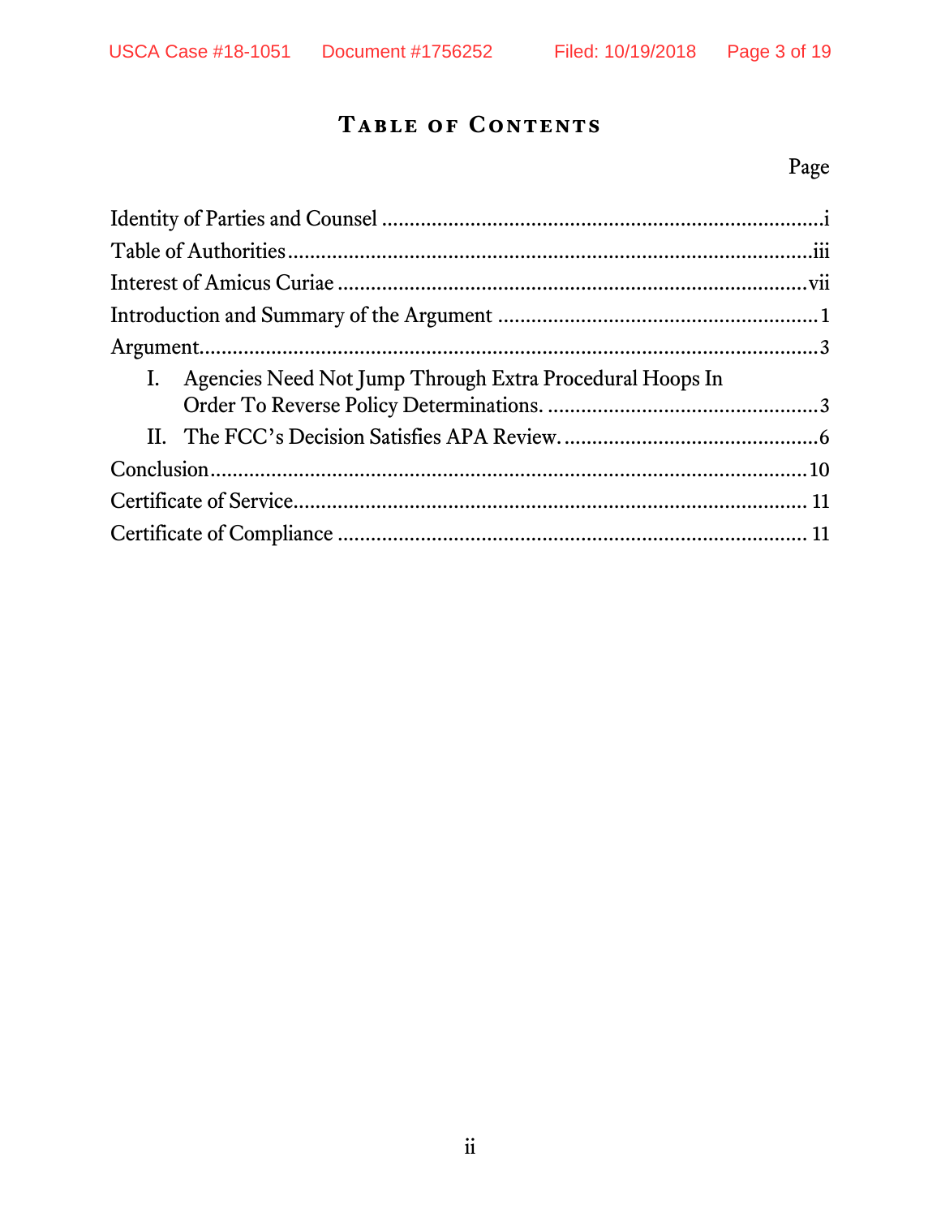# Table of Contents

| | Page |
|---|---|
| Identity of Parties and Counsel | i |
| Table of Authorities | iii |
| Interest of Amicus Curiae | vii |
| Introduction and Summary of the Argument | 1 |
| Argument | 3 |
| I. Agencies Need Not Jump Through Extra Procedural Hoops In Order To Reverse Policy Determinations. | 3 |
| II. The FCC's Decision Satisfies APA Review. | 6 |
| Conclusion | 10 |
| Certificate of Service | 11 |
| Certificate of Compliance | 11 |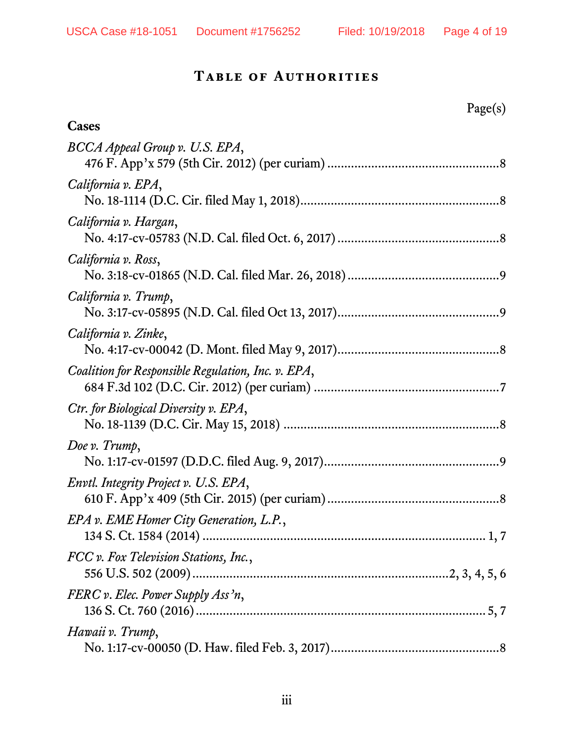# TABLE OF AUTHORITIES

Page(s)

**Cases**

*BCCA Appeal Group v. U.S. EPA*,
476 F. App'x 579 (5th Cir. 2012) (per curiam) .......................................8

*California v. EPA*,
No. 18-1114 (D.C. Cir. filed May 1, 2018)...............................................8

*California v. Hargan*,
No. 4:17-cv-05783 (N.D. Cal. filed Oct. 6, 2017) ....................................8

*California v. Ross*,
No. 3:18-cv-01865 (N.D. Cal. filed Mar. 26, 2018) .................................9

*California v. Trump*,
No. 3:17-cv-05895 (N.D. Cal. filed Oct 13, 2017)....................................9

*California v. Zinke*,
No. 4:17-cv-00042 (D. Mont. filed May 9, 2017)......................................8

*Coalition for Responsible Regulation, Inc. v. EPA*,
684 F.3d 102 (D.C. Cir. 2012) (per curiam) ..............................................7

*Ctr. for Biological Diversity v. EPA*,
No. 18-1139 (D.C. Cir. May 15, 2018) ......................................................8

*Doe v. Trump*,
No. 1:17-cv-01597 (D.D.C. filed Aug. 9, 2017)..........................................9

*Envtl. Integrity Project v. U.S. EPA*,
610 F. App'x 409 (5th Cir. 2015) (per curiam) ..........................................8

*EPA v. EME Homer City Generation, L.P.*,
134 S. Ct. 1584 (2014) ..................................................................... 1, 7

*FCC v. Fox Television Stations, Inc.*,
556 U.S. 502 (2009) ..........................................................2, 3, 4, 5, 6

*FERC v. Elec. Power Supply Ass'n*,
136 S. Ct. 760 (2016) ........................................................................ 5, 7

*Hawaii v. Trump*,
No. 1:17-cv-00050 (D. Haw. filed Feb. 3, 2017).........................................8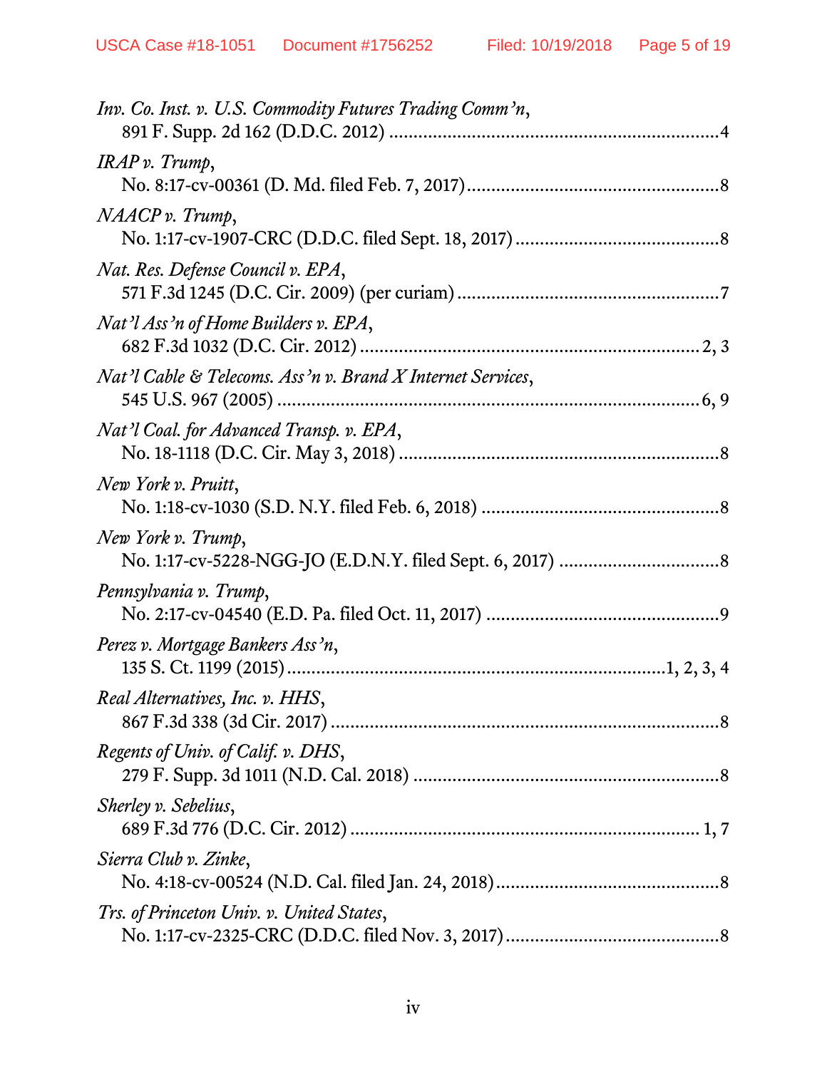*Inv. Co. Inst. v. U.S. Commodity Futures Trading Comm'n*,
891 F. Supp. 2d 162 (D.D.C. 2012) .................................................................4

*IRAP v. Trump*,
No. 8:17-cv-00361 (D. Md. filed Feb. 7, 2017).................................................8

*NAACP v. Trump*,
No. 1:17-cv-1907-CRC (D.D.C. filed Sept. 18, 2017) .......................................8

*Nat. Res. Defense Council v. EPA*,
571 F.3d 1245 (D.C. Cir. 2009) (per curiam) ...................................................7

*Nat'l Ass'n of Home Builders v. EPA*,
682 F.3d 1032 (D.C. Cir. 2012) ...................................................................2, 3

*Nat'l Cable & Telecoms. Ass'n v. Brand X Internet Services*,
545 U.S. 967 (2005) .....................................................................................6, 9

*Nat'l Coal. for Advanced Transp. v. EPA*,
No. 18-1118 (D.C. Cir. May 3, 2018) ...............................................................8

*New York v. Pruitt*,
No. 1:18-cv-1030 (S.D. N.Y. filed Feb. 6, 2018) ..............................................8

*New York v. Trump*,
No. 1:17-cv-5228-NGG-JO (E.D.N.Y. filed Sept. 6, 2017) ...............................8

*Pennsylvania v. Trump*,
No. 2:17-cv-04540 (E.D. Pa. filed Oct. 11, 2017) ..............................................9

*Perez v. Mortgage Bankers Ass'n*,
135 S. Ct. 1199 (2015)...........................................................................1, 2, 3, 4

*Real Alternatives, Inc. v. HHS*,
867 F.3d 338 (3d Cir. 2017) ..............................................................................8

*Regents of Univ. of Calif. v. DHS*,
279 F. Supp. 3d 1011 (N.D. Cal. 2018) ............................................................8

*Sherley v. Sebelius*,
689 F.3d 776 (D.C. Cir. 2012) ...................................................................... 1, 7

*Sierra Club v. Zinke*,
No. 4:18-cv-00524 (N.D. Cal. filed Jan. 24, 2018)............................................8

*Trs. of Princeton Univ. v. United States*,
No. 1:17-cv-2325-CRC (D.D.C. filed Nov. 3, 2017)..........................................8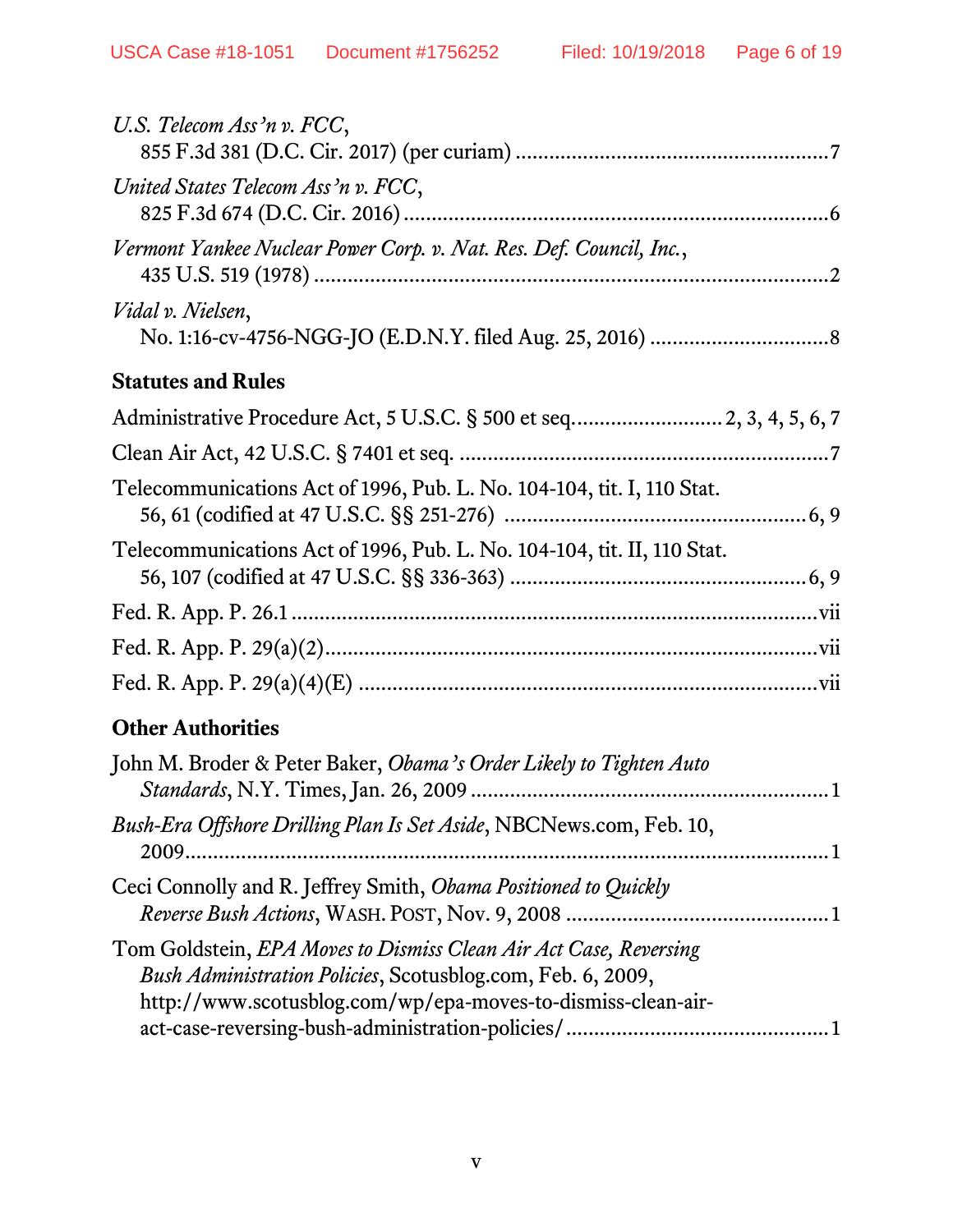*U.S. Telecom Ass'n v. FCC*,
855 F.3d 381 (D.C. Cir. 2017) (per curiam) ....................................................... 7

*United States Telecom Ass'n v. FCC*,
825 F.3d 674 (D.C. Cir. 2016) ........................................................................... 6

*Vermont Yankee Nuclear Power Corp. v. Nat. Res. Def. Council, Inc.*,
435 U.S. 519 (1978) .......................................................................................... 2

*Vidal v. Nielsen*,
No. 1:16-cv-4756-NGG-JO (E.D.N.Y. filed Aug. 25, 2016) ............................... 8

**Statutes and Rules**

Administrative Procedure Act, 5 U.S.C. § 500 et seq. ......................... 2, 3, 4, 5, 6, 7

Clean Air Act, 42 U.S.C. § 7401 et seq. ................................................................ 7

Telecommunications Act of 1996, Pub. L. No. 104-104, tit. I, 110 Stat. 56, 61 (codified at 47 U.S.C. §§ 251-276) ..................................................... 6, 9

Telecommunications Act of 1996, Pub. L. No. 104-104, tit. II, 110 Stat. 56, 107 (codified at 47 U.S.C. §§ 336-363) .................................................... 6, 9

Fed. R. App. P. 26.1 ............................................................................................. vii

Fed. R. App. P. 29(a)(2) ....................................................................................... vii

Fed. R. App. P. 29(a)(4)(E) ................................................................................. vii

**Other Authorities**

John M. Broder & Peter Baker, *Obama's Order Likely to Tighten Auto Standards*, N.Y. Times, Jan. 26, 2009 ............................................................... 1

*Bush-Era Offshore Drilling Plan Is Set Aside*, NBCNews.com, Feb. 10, 2009 .................................................................................................................... 1

Ceci Connolly and R. Jeffrey Smith, *Obama Positioned to Quickly Reverse Bush Actions*, WASH. POST, Nov. 9, 2008 .............................................. 1

Tom Goldstein, *EPA Moves to Dismiss Clean Air Act Case, Reversing Bush Administration Policies*, Scotusblog.com, Feb. 6, 2009, http://www.scotusblog.com/wp/epa-moves-to-dismiss-clean-air-act-case-reversing-bush-administration-policies/ .............................................. 1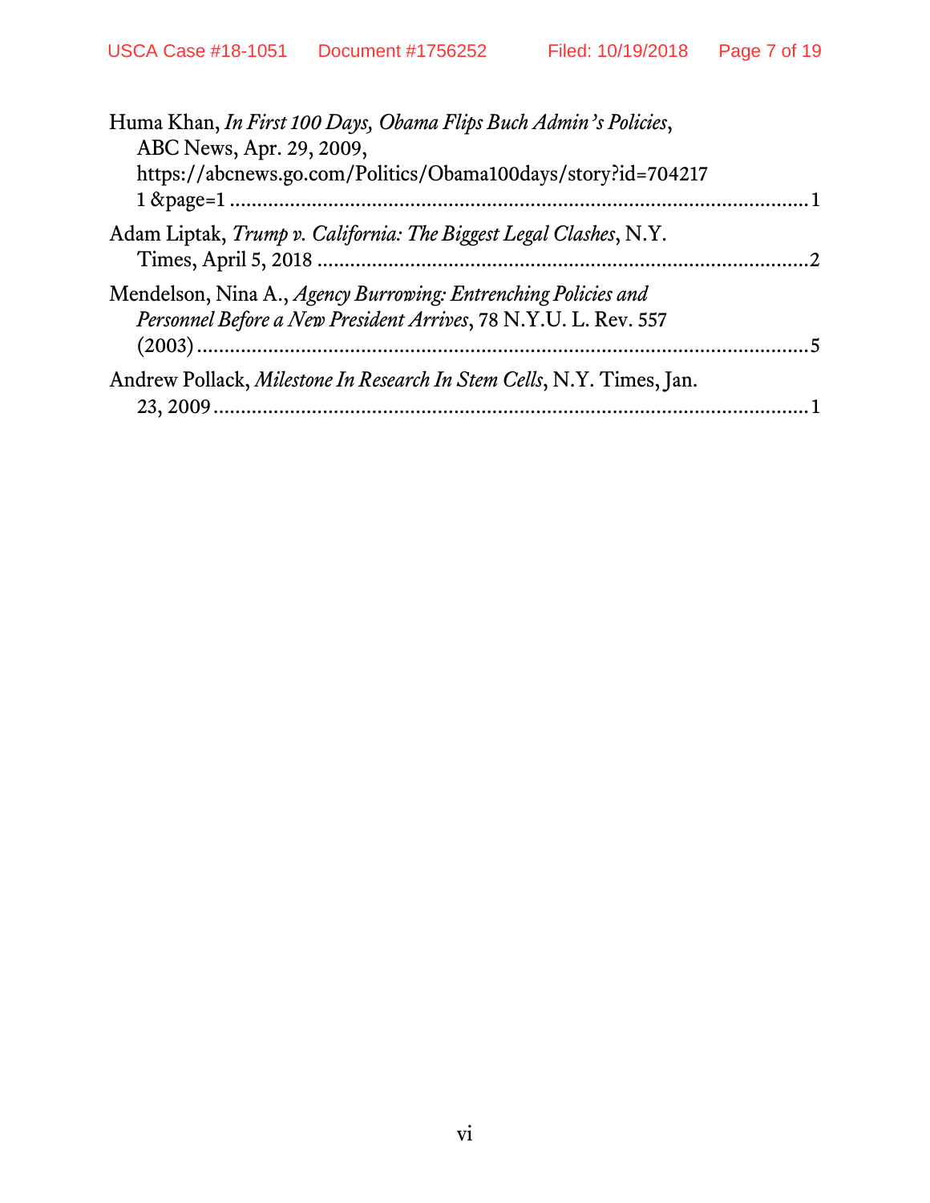Huma Khan, *In First 100 Days, Obama Flips Buch Admin's Policies*, ABC News, Apr. 29, 2009, https://abcnews.go.com/Politics/Obama100days/story?id=7042171 &page=1 ........................................................................................ 1

Adam Liptak, *Trump v. California: The Biggest Legal Clashes*, N.Y. Times, April 5, 2018 ........................................................................................ 2

Mendelson, Nina A., *Agency Burrowing: Entrenching Policies and Personnel Before a New President Arrives*, 78 N.Y.U. L. Rev. 557 (2003) ........................................................................................ 5

Andrew Pollack, *Milestone In Research In Stem Cells*, N.Y. Times, Jan. 23, 2009 ........................................................................................ 1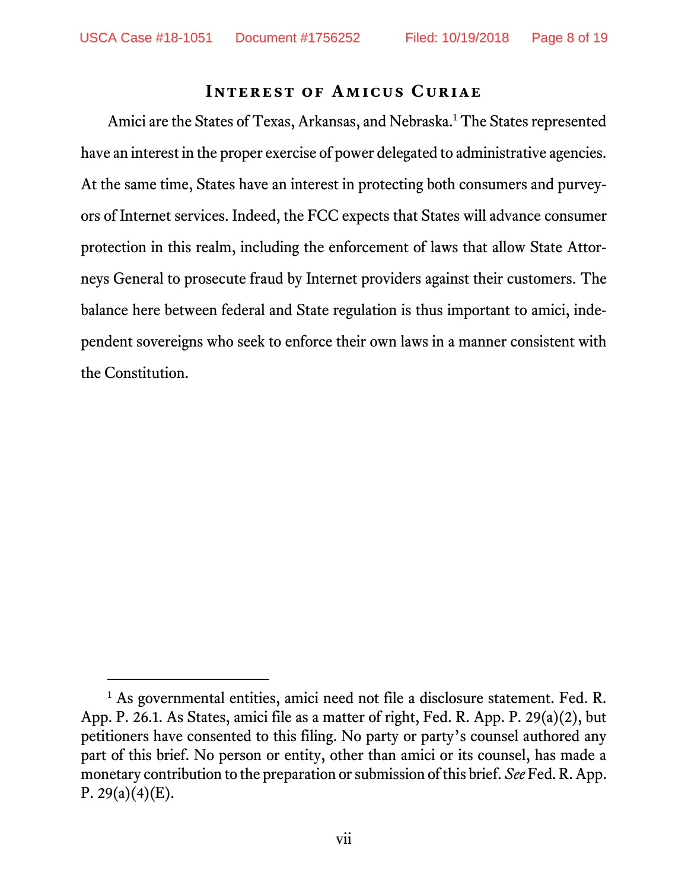## Interest of Amicus Curiae

Amici are the States of Texas, Arkansas, and Nebraska.[1] The States represented have an interest in the proper exercise of power delegated to administrative agencies. At the same time, States have an interest in protecting both consumers and purveyors of Internet services. Indeed, the FCC expects that States will advance consumer protection in this realm, including the enforcement of laws that allow State Attorneys General to prosecute fraud by Internet providers against their customers. The balance here between federal and State regulation is thus important to amici, independent sovereigns who seek to enforce their own laws in a manner consistent with the Constitution.

---

[1] As governmental entities, amici need not file a disclosure statement. Fed. R. App. P. 26.1. As States, amici file as a matter of right, Fed. R. App. P. 29(a)(2), but petitioners have consented to this filing. No party or party's counsel authored any part of this brief. No person or entity, other than amici or its counsel, has made a monetary contribution to the preparation or submission of this brief. *See* Fed. R. App. P. 29(a)(4)(E).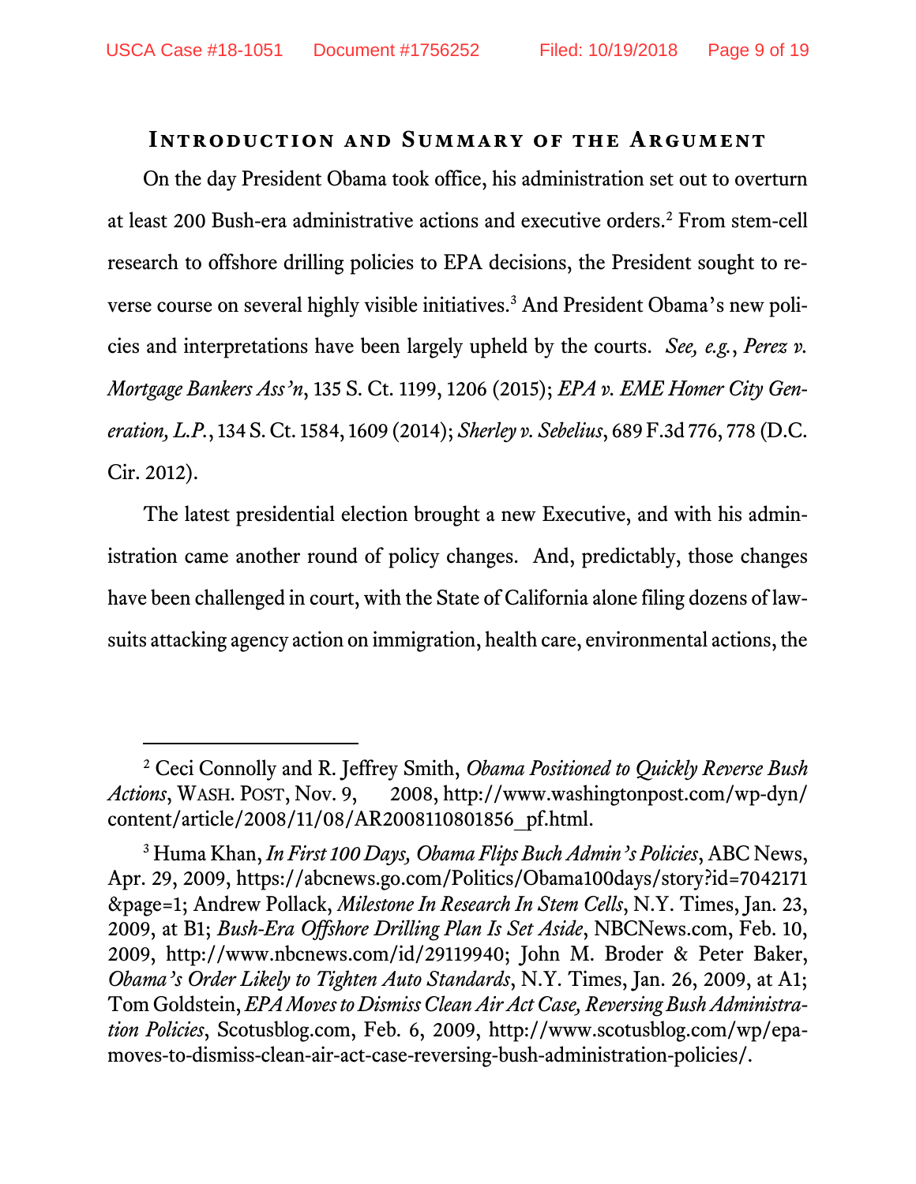## Introduction and Summary of the Argument

On the day President Obama took office, his administration set out to overturn at least 200 Bush-era administrative actions and executive orders.[2] From stem-cell research to offshore drilling policies to EPA decisions, the President sought to reverse course on several highly visible initiatives.[3] And President Obama's new policies and interpretations have been largely upheld by the courts. *See, e.g.*, *Perez v. Mortgage Bankers Ass'n*, 135 S. Ct. 1199, 1206 (2015); *EPA v. EME Homer City Generation, L.P.*, 134 S. Ct. 1584, 1609 (2014); *Sherley v. Sebelius*, 689 F.3d 776, 778 (D.C. Cir. 2012).

The latest presidential election brought a new Executive, and with his administration came another round of policy changes. And, predictably, those changes have been challenged in court, with the State of California alone filing dozens of lawsuits attacking agency action on immigration, health care, environmental actions, the

---

[2] Ceci Connolly and R. Jeffrey Smith, *Obama Positioned to Quickly Reverse Bush Actions*, WASH. POST, Nov. 9, 2008, http://www.washingtonpost.com/wp-dyn/content/article/2008/11/08/AR2008110801856_pf.html.

[3] Huma Khan, *In First 100 Days, Obama Flips Buch Admin's Policies*, ABC News, Apr. 29, 2009, https://abcnews.go.com/Politics/Obama100days/story?id=7042171&page=1; Andrew Pollack, *Milestone In Research In Stem Cells*, N.Y. Times, Jan. 23, 2009, at B1; *Bush-Era Offshore Drilling Plan Is Set Aside*, NBCNews.com, Feb. 10, 2009, http://www.nbcnews.com/id/29119940; John M. Broder & Peter Baker, *Obama's Order Likely to Tighten Auto Standards*, N.Y. Times, Jan. 26, 2009, at A1; Tom Goldstein, *EPA Moves to Dismiss Clean Air Act Case, Reversing Bush Administration Policies*, Scotusblog.com, Feb. 6, 2009, http://www.scotusblog.com/wp/epa-moves-to-dismiss-clean-air-act-case-reversing-bush-administration-policies/.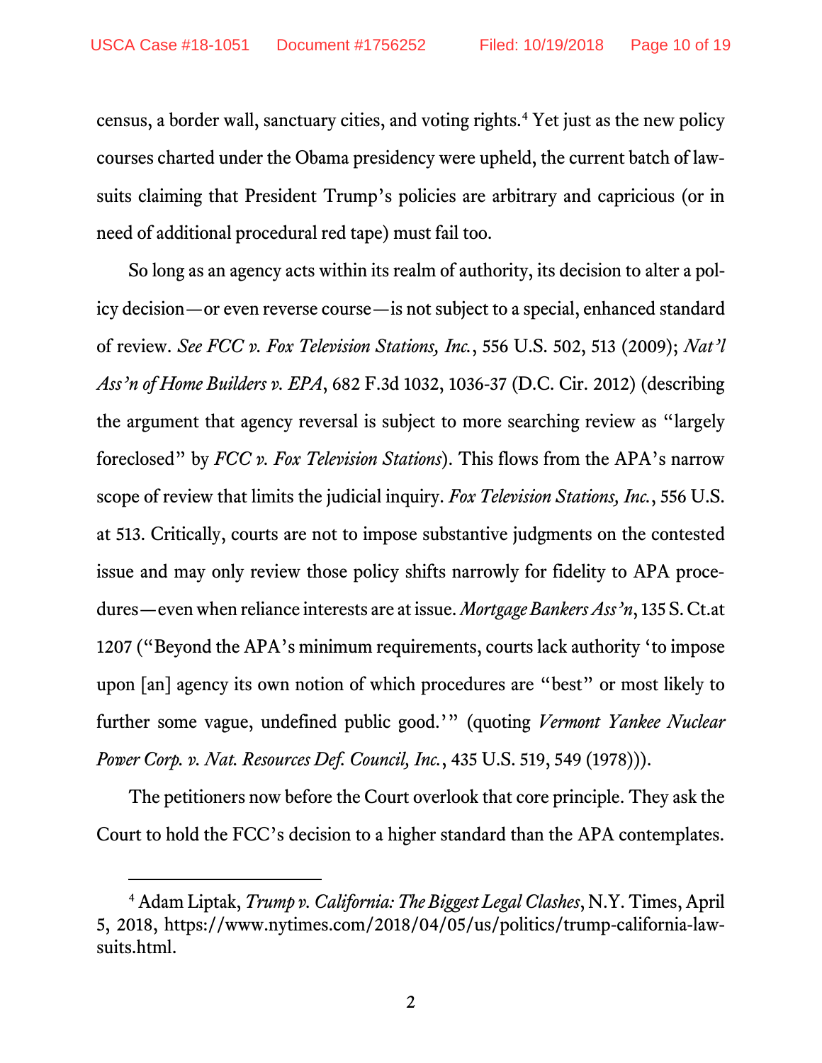census, a border wall, sanctuary cities, and voting rights.[4] Yet just as the new policy courses charted under the Obama presidency were upheld, the current batch of lawsuits claiming that President Trump's policies are arbitrary and capricious (or in need of additional procedural red tape) must fail too.

So long as an agency acts within its realm of authority, its decision to alter a policy decision—or even reverse course—is not subject to a special, enhanced standard of review. *See FCC v. Fox Television Stations, Inc.*, 556 U.S. 502, 513 (2009); *Nat'l Ass'n of Home Builders v. EPA*, 682 F.3d 1032, 1036-37 (D.C. Cir. 2012) (describing the argument that agency reversal is subject to more searching review as "largely foreclosed" by *FCC v. Fox Television Stations*). This flows from the APA's narrow scope of review that limits the judicial inquiry. *Fox Television Stations, Inc.*, 556 U.S. at 513. Critically, courts are not to impose substantive judgments on the contested issue and may only review those policy shifts narrowly for fidelity to APA procedures—even when reliance interests are at issue. *Mortgage Bankers Ass'n*, 135 S. Ct.at 1207 ("Beyond the APA's minimum requirements, courts lack authority 'to impose upon [an] agency its own notion of which procedures are "best" or most likely to further some vague, undefined public good.'" (quoting *Vermont Yankee Nuclear Power Corp. v. Nat. Resources Def. Council, Inc.*, 435 U.S. 519, 549 (1978))).

The petitioners now before the Court overlook that core principle. They ask the Court to hold the FCC's decision to a higher standard than the APA contemplates.

[4] Adam Liptak, *Trump v. California: The Biggest Legal Clashes*, N.Y. Times, April 5, 2018, https://www.nytimes.com/2018/04/05/us/politics/trump-california-lawsuits.html.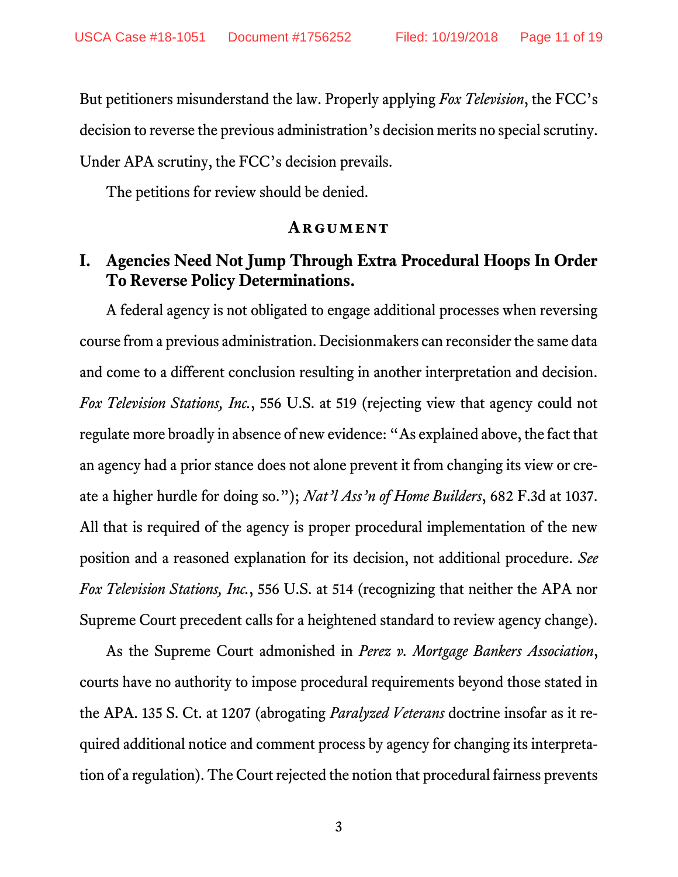But petitioners misunderstand the law. Properly applying *Fox Television*, the FCC's decision to reverse the previous administration's decision merits no special scrutiny. Under APA scrutiny, the FCC's decision prevails.

The petitions for review should be denied.

## Argument

### I. Agencies Need Not Jump Through Extra Procedural Hoops In Order To Reverse Policy Determinations.

A federal agency is not obligated to engage additional processes when reversing course from a previous administration. Decisionmakers can reconsider the same data and come to a different conclusion resulting in another interpretation and decision. *Fox Television Stations, Inc.*, 556 U.S. at 519 (rejecting view that agency could not regulate more broadly in absence of new evidence: "As explained above, the fact that an agency had a prior stance does not alone prevent it from changing its view or create a higher hurdle for doing so."); *Nat'l Ass'n of Home Builders*, 682 F.3d at 1037. All that is required of the agency is proper procedural implementation of the new position and a reasoned explanation for its decision, not additional procedure. *See Fox Television Stations, Inc.*, 556 U.S. at 514 (recognizing that neither the APA nor Supreme Court precedent calls for a heightened standard to review agency change).

As the Supreme Court admonished in *Perez v. Mortgage Bankers Association*, courts have no authority to impose procedural requirements beyond those stated in the APA. 135 S. Ct. at 1207 (abrogating *Paralyzed Veterans* doctrine insofar as it required additional notice and comment process by agency for changing its interpretation of a regulation). The Court rejected the notion that procedural fairness prevents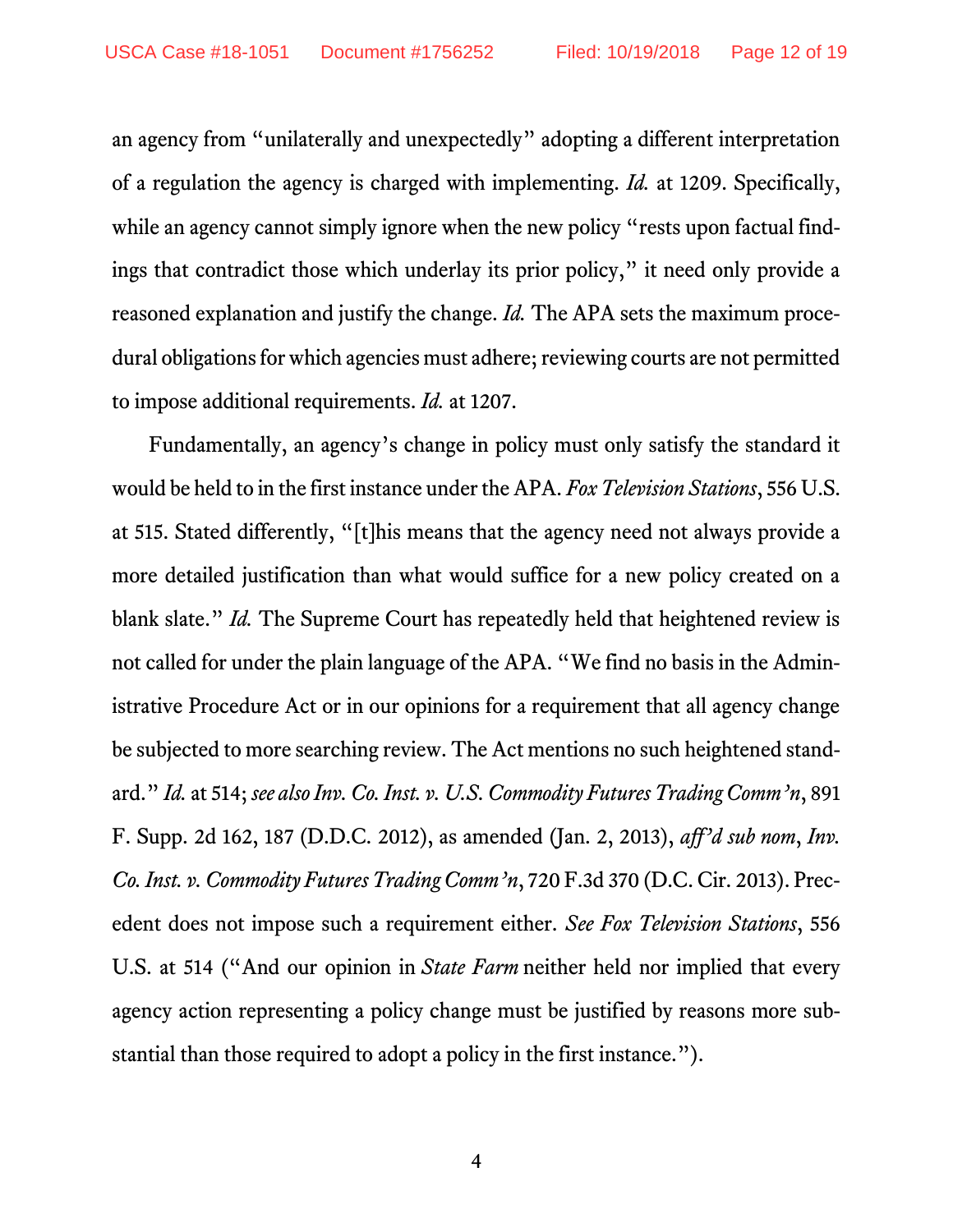an agency from "unilaterally and unexpectedly" adopting a different interpretation of a regulation the agency is charged with implementing. *Id.* at 1209. Specifically, while an agency cannot simply ignore when the new policy "rests upon factual findings that contradict those which underlay its prior policy," it need only provide a reasoned explanation and justify the change. *Id.* The APA sets the maximum procedural obligations for which agencies must adhere; reviewing courts are not permitted to impose additional requirements. *Id.* at 1207.

Fundamentally, an agency's change in policy must only satisfy the standard it would be held to in the first instance under the APA. *Fox Television Stations*, 556 U.S. at 515. Stated differently, "[t]his means that the agency need not always provide a more detailed justification than what would suffice for a new policy created on a blank slate." *Id.* The Supreme Court has repeatedly held that heightened review is not called for under the plain language of the APA. "We find no basis in the Administrative Procedure Act or in our opinions for a requirement that all agency change be subjected to more searching review. The Act mentions no such heightened standard." *Id.* at 514; *see also Inv. Co. Inst. v. U.S. Commodity Futures Trading Comm'n*, 891 F. Supp. 2d 162, 187 (D.D.C. 2012), as amended (Jan. 2, 2013), *aff'd sub nom*, *Inv. Co. Inst. v. Commodity Futures Trading Comm'n*, 720 F.3d 370 (D.C. Cir. 2013). Precedent does not impose such a requirement either. *See Fox Television Stations*, 556 U.S. at 514 ("And our opinion in *State Farm* neither held nor implied that every agency action representing a policy change must be justified by reasons more substantial than those required to adopt a policy in the first instance.").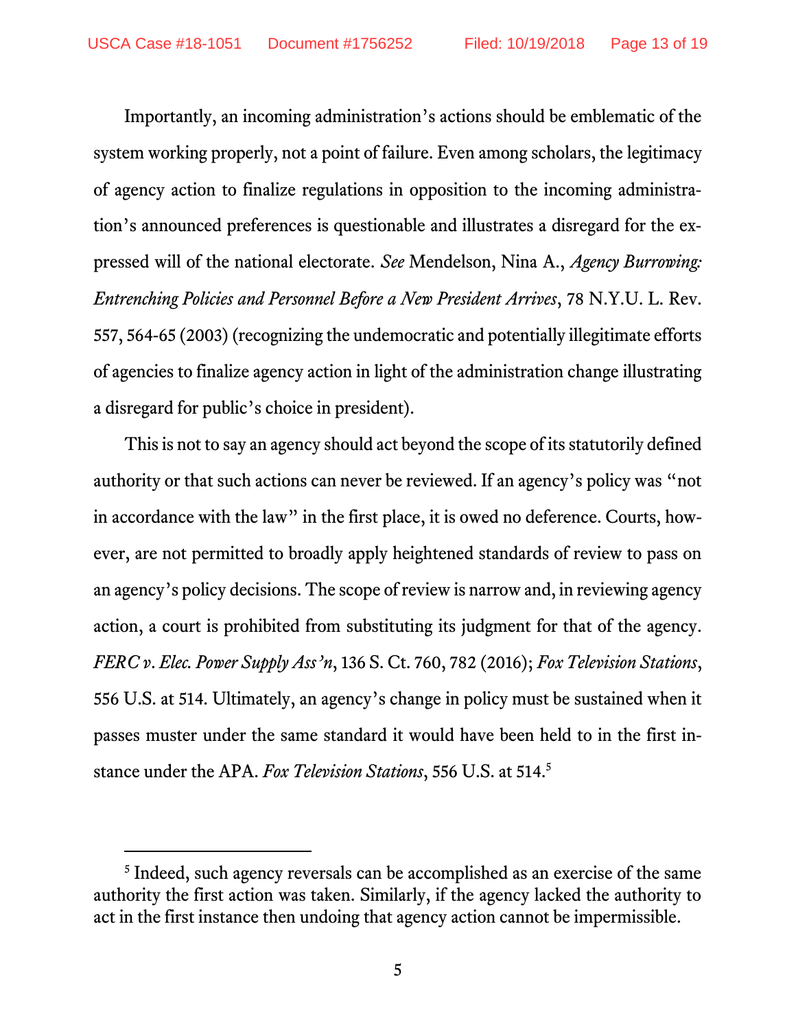Importantly, an incoming administration's actions should be emblematic of the system working properly, not a point of failure. Even among scholars, the legitimacy of agency action to finalize regulations in opposition to the incoming administration's announced preferences is questionable and illustrates a disregard for the expressed will of the national electorate. *See* Mendelson, Nina A., *Agency Burrowing: Entrenching Policies and Personnel Before a New President Arrives*, 78 N.Y.U. L. Rev. 557, 564-65 (2003) (recognizing the undemocratic and potentially illegitimate efforts of agencies to finalize agency action in light of the administration change illustrating a disregard for public's choice in president).

This is not to say an agency should act beyond the scope of its statutorily defined authority or that such actions can never be reviewed. If an agency's policy was "not in accordance with the law" in the first place, it is owed no deference. Courts, however, are not permitted to broadly apply heightened standards of review to pass on an agency's policy decisions. The scope of review is narrow and, in reviewing agency action, a court is prohibited from substituting its judgment for that of the agency. *FERC v. Elec. Power Supply Ass'n*, 136 S. Ct. 760, 782 (2016); *Fox Television Stations*, 556 U.S. at 514. Ultimately, an agency's change in policy must be sustained when it passes muster under the same standard it would have been held to in the first instance under the APA. *Fox Television Stations*, 556 U.S. at 514.[5]

[5] Indeed, such agency reversals can be accomplished as an exercise of the same authority the first action was taken. Similarly, if the agency lacked the authority to act in the first instance then undoing that agency action cannot be impermissible.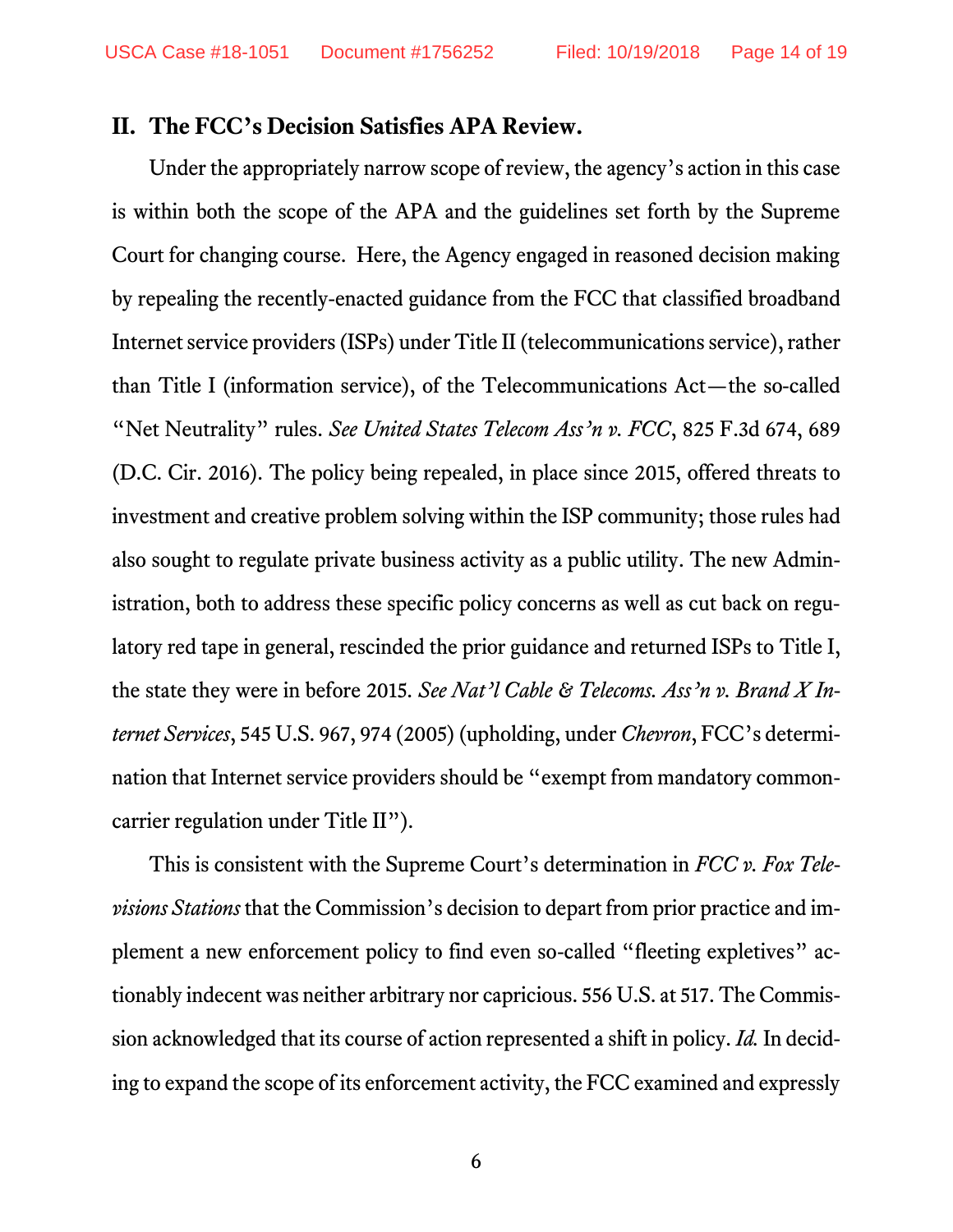## II. The FCC's Decision Satisfies APA Review.

Under the appropriately narrow scope of review, the agency's action in this case is within both the scope of the APA and the guidelines set forth by the Supreme Court for changing course. Here, the Agency engaged in reasoned decision making by repealing the recently-enacted guidance from the FCC that classified broadband Internet service providers (ISPs) under Title II (telecommunications service), rather than Title I (information service), of the Telecommunications Act—the so-called "Net Neutrality" rules. *See United States Telecom Ass'n v. FCC*, 825 F.3d 674, 689 (D.C. Cir. 2016). The policy being repealed, in place since 2015, offered threats to investment and creative problem solving within the ISP community; those rules had also sought to regulate private business activity as a public utility. The new Administration, both to address these specific policy concerns as well as cut back on regulatory red tape in general, rescinded the prior guidance and returned ISPs to Title I, the state they were in before 2015. *See Nat'l Cable & Telecoms. Ass'n v. Brand X Internet Services*, 545 U.S. 967, 974 (2005) (upholding, under *Chevron*, FCC's determination that Internet service providers should be "exempt from mandatory common-carrier regulation under Title II").

This is consistent with the Supreme Court's determination in *FCC v. Fox Televisions Stations* that the Commission's decision to depart from prior practice and implement a new enforcement policy to find even so-called "fleeting expletives" actionably indecent was neither arbitrary nor capricious. 556 U.S. at 517. The Commission acknowledged that its course of action represented a shift in policy. *Id.* In deciding to expand the scope of its enforcement activity, the FCC examined and expressly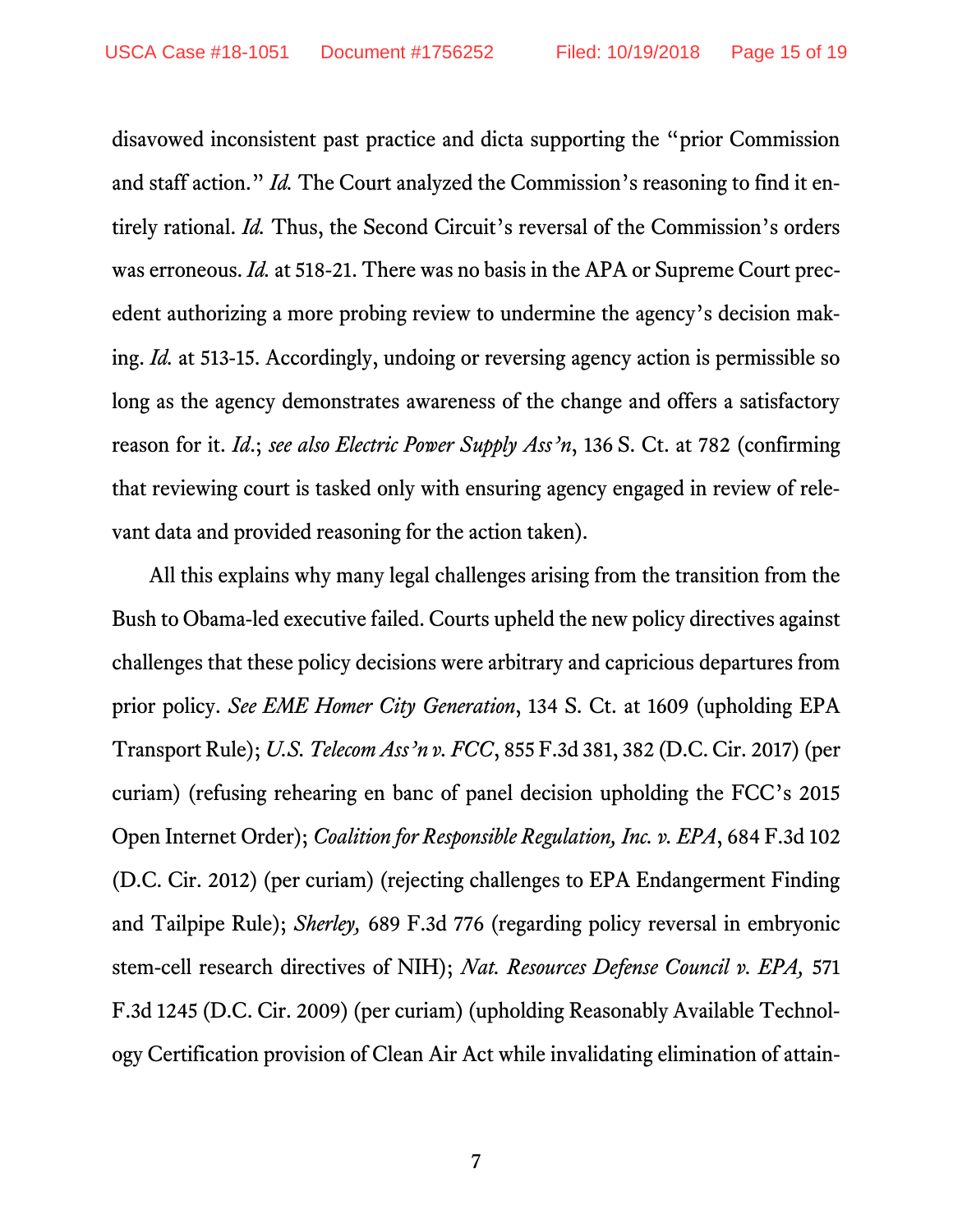disavowed inconsistent past practice and dicta supporting the "prior Commission and staff action." *Id.* The Court analyzed the Commission's reasoning to find it entirely rational. *Id.* Thus, the Second Circuit's reversal of the Commission's orders was erroneous. *Id.* at 518-21. There was no basis in the APA or Supreme Court precedent authorizing a more probing review to undermine the agency's decision making. *Id.* at 513-15. Accordingly, undoing or reversing agency action is permissible so long as the agency demonstrates awareness of the change and offers a satisfactory reason for it. *Id.*; *see also Electric Power Supply Ass'n*, 136 S. Ct. at 782 (confirming that reviewing court is tasked only with ensuring agency engaged in review of relevant data and provided reasoning for the action taken).

All this explains why many legal challenges arising from the transition from the Bush to Obama-led executive failed. Courts upheld the new policy directives against challenges that these policy decisions were arbitrary and capricious departures from prior policy. *See EME Homer City Generation*, 134 S. Ct. at 1609 (upholding EPA Transport Rule); *U.S. Telecom Ass'n v. FCC*, 855 F.3d 381, 382 (D.C. Cir. 2017) (per curiam) (refusing rehearing en banc of panel decision upholding the FCC's 2015 Open Internet Order); *Coalition for Responsible Regulation, Inc. v. EPA*, 684 F.3d 102 (D.C. Cir. 2012) (per curiam) (rejecting challenges to EPA Endangerment Finding and Tailpipe Rule); *Sherley,* 689 F.3d 776 (regarding policy reversal in embryonic stem-cell research directives of NIH); *Nat. Resources Defense Council v. EPA,* 571 F.3d 1245 (D.C. Cir. 2009) (per curiam) (upholding Reasonably Available Technology Certification provision of Clean Air Act while invalidating elimination of attain-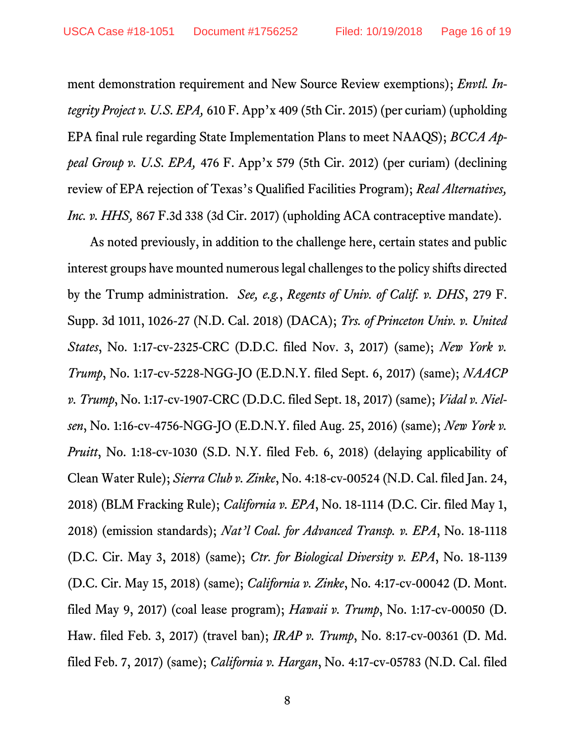ment demonstration requirement and New Source Review exemptions); *Envtl. Integrity Project v. U.S. EPA,* 610 F. App'x 409 (5th Cir. 2015) (per curiam) (upholding EPA final rule regarding State Implementation Plans to meet NAAQS); *BCCA Appeal Group v. U.S. EPA,* 476 F. App'x 579 (5th Cir. 2012) (per curiam) (declining review of EPA rejection of Texas's Qualified Facilities Program); *Real Alternatives, Inc. v. HHS,* 867 F.3d 338 (3d Cir. 2017) (upholding ACA contraceptive mandate).

As noted previously, in addition to the challenge here, certain states and public interest groups have mounted numerous legal challenges to the policy shifts directed by the Trump administration. *See, e.g.*, *Regents of Univ. of Calif. v. DHS*, 279 F. Supp. 3d 1011, 1026-27 (N.D. Cal. 2018) (DACA); *Trs. of Princeton Univ. v. United States*, No. 1:17-cv-2325-CRC (D.D.C. filed Nov. 3, 2017) (same); *New York v. Trump*, No. 1:17-cv-5228-NGG-JO (E.D.N.Y. filed Sept. 6, 2017) (same); *NAACP v. Trump*, No. 1:17-cv-1907-CRC (D.D.C. filed Sept. 18, 2017) (same); *Vidal v. Nielsen*, No. 1:16-cv-4756-NGG-JO (E.D.N.Y. filed Aug. 25, 2016) (same); *New York v. Pruitt*, No. 1:18-cv-1030 (S.D. N.Y. filed Feb. 6, 2018) (delaying applicability of Clean Water Rule); *Sierra Club v. Zinke*, No. 4:18-cv-00524 (N.D. Cal. filed Jan. 24, 2018) (BLM Fracking Rule); *California v. EPA*, No. 18-1114 (D.C. Cir. filed May 1, 2018) (emission standards); *Nat'l Coal. for Advanced Transp. v. EPA*, No. 18-1118 (D.C. Cir. May 3, 2018) (same); *Ctr. for Biological Diversity v. EPA*, No. 18-1139 (D.C. Cir. May 15, 2018) (same); *California v. Zinke*, No. 4:17-cv-00042 (D. Mont. filed May 9, 2017) (coal lease program); *Hawaii v. Trump*, No. 1:17-cv-00050 (D. Haw. filed Feb. 3, 2017) (travel ban); *IRAP v. Trump*, No. 8:17-cv-00361 (D. Md. filed Feb. 7, 2017) (same); *California v. Hargan*, No. 4:17-cv-05783 (N.D. Cal. filed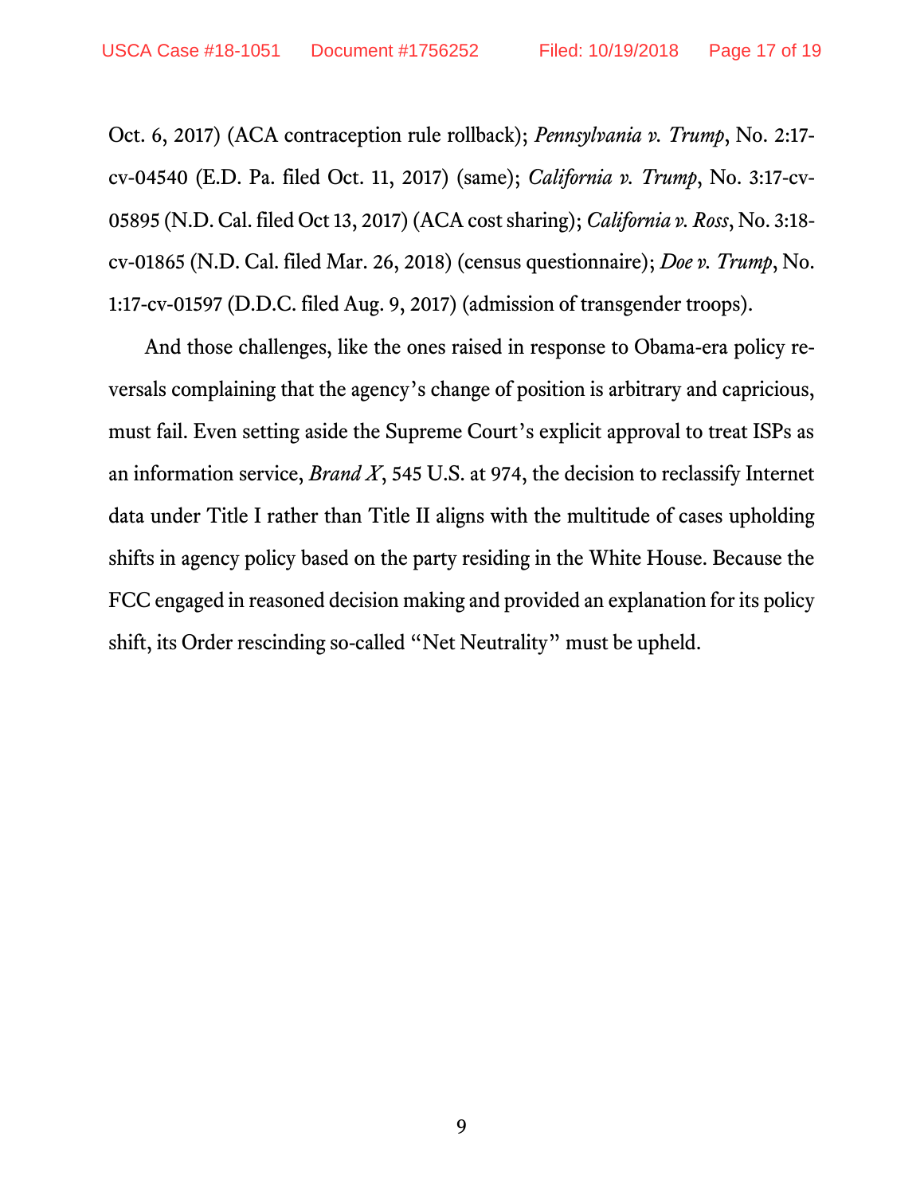Oct. 6, 2017) (ACA contraception rule rollback); *Pennsylvania v. Trump*, No. 2:17-cv-04540 (E.D. Pa. filed Oct. 11, 2017) (same); *California v. Trump*, No. 3:17-cv-05895 (N.D. Cal. filed Oct 13, 2017) (ACA cost sharing); *California v. Ross*, No. 3:18-cv-01865 (N.D. Cal. filed Mar. 26, 2018) (census questionnaire); *Doe v. Trump*, No. 1:17-cv-01597 (D.D.C. filed Aug. 9, 2017) (admission of transgender troops).

And those challenges, like the ones raised in response to Obama-era policy reversals complaining that the agency's change of position is arbitrary and capricious, must fail. Even setting aside the Supreme Court's explicit approval to treat ISPs as an information service, *Brand X*, 545 U.S. at 974, the decision to reclassify Internet data under Title I rather than Title II aligns with the multitude of cases upholding shifts in agency policy based on the party residing in the White House. Because the FCC engaged in reasoned decision making and provided an explanation for its policy shift, its Order rescinding so-called "Net Neutrality" must be upheld.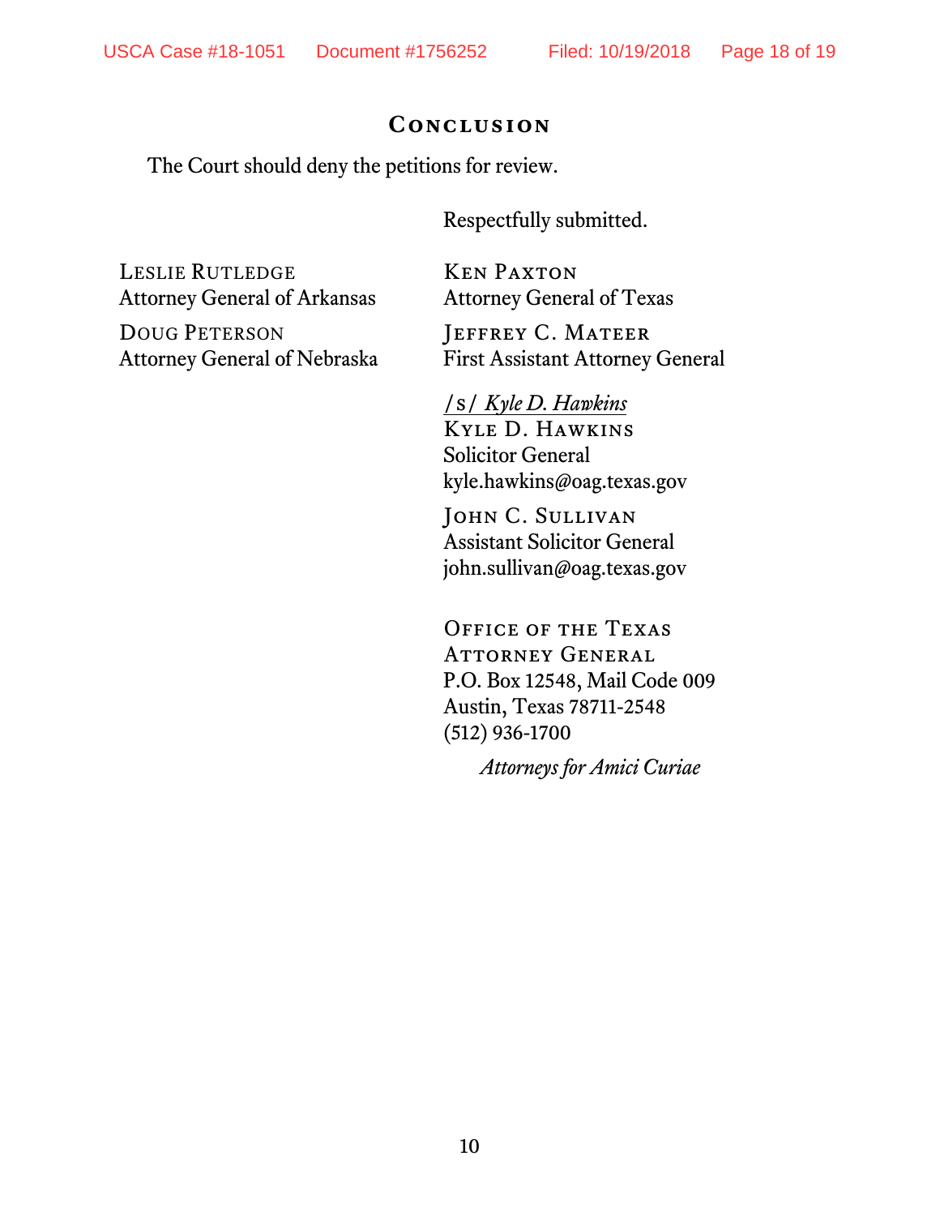## Conclusion

The Court should deny the petitions for review.

Respectfully submitted.

Leslie Rutledge
Attorney General of Arkansas

Doug Peterson
Attorney General of Nebraska

Ken Paxton
Attorney General of Texas

Jeffrey C. Mateer
First Assistant Attorney General

/s/ *Kyle D. Hawkins*
Kyle D. Hawkins
Solicitor General
kyle.hawkins@oag.texas.gov

John C. Sullivan
Assistant Solicitor General
john.sullivan@oag.texas.gov

Office of the Texas Attorney General
P.O. Box 12548, Mail Code 009
Austin, Texas 78711-2548
(512) 936-1700

*Attorneys for Amici Curiae*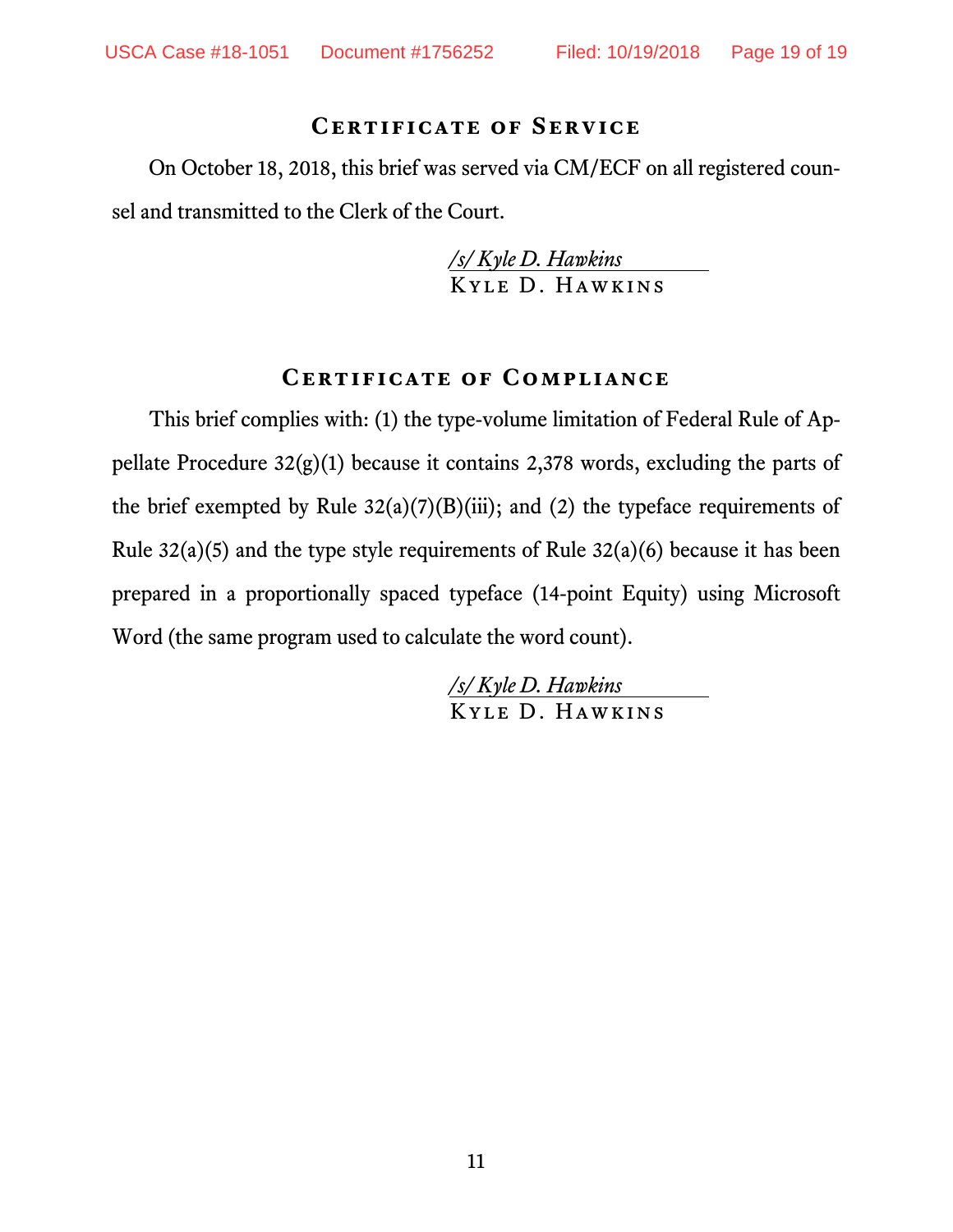## Certificate of Service

On October 18, 2018, this brief was served via CM/ECF on all registered counsel and transmitted to the Clerk of the Court.

/s/ Kyle D. Hawkins
Kyle D. Hawkins

## Certificate of Compliance

This brief complies with: (1) the type-volume limitation of Federal Rule of Appellate Procedure 32(g)(1) because it contains 2,378 words, excluding the parts of the brief exempted by Rule 32(a)(7)(B)(iii); and (2) the typeface requirements of Rule 32(a)(5) and the type style requirements of Rule 32(a)(6) because it has been prepared in a proportionally spaced typeface (14-point Equity) using Microsoft Word (the same program used to calculate the word count).

/s/ Kyle D. Hawkins
Kyle D. Hawkins